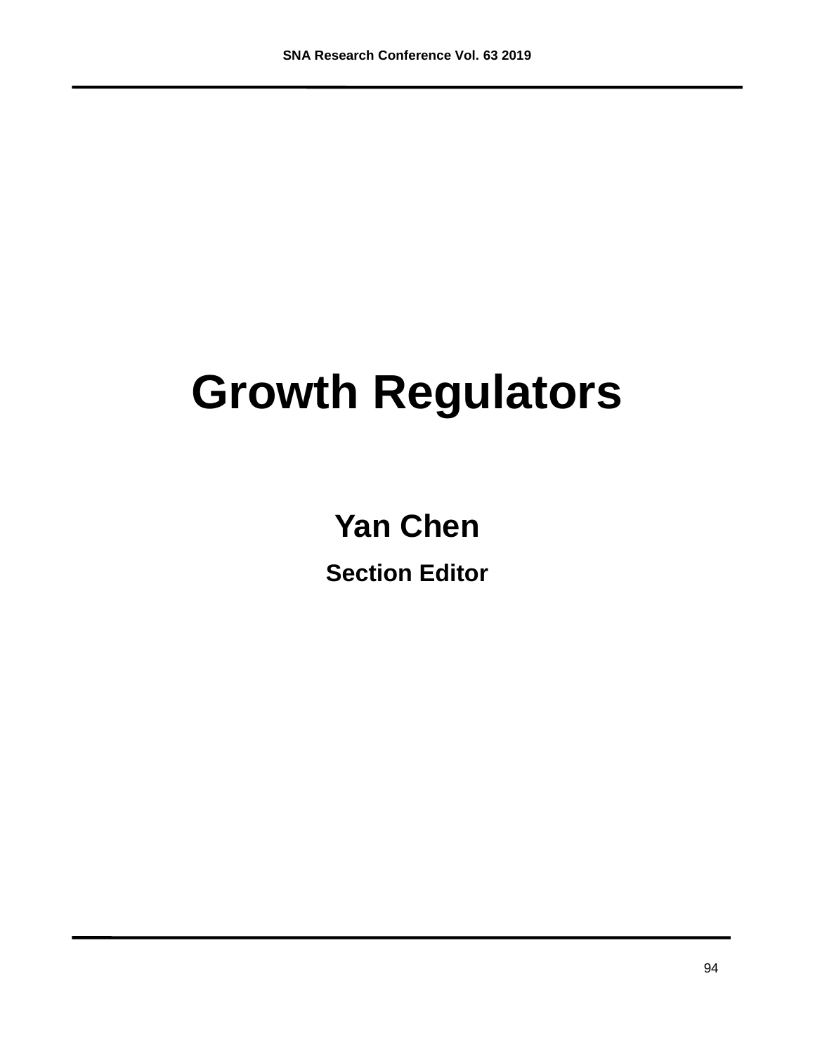# Growth Regulators

## Yan Chen

**Section Editor**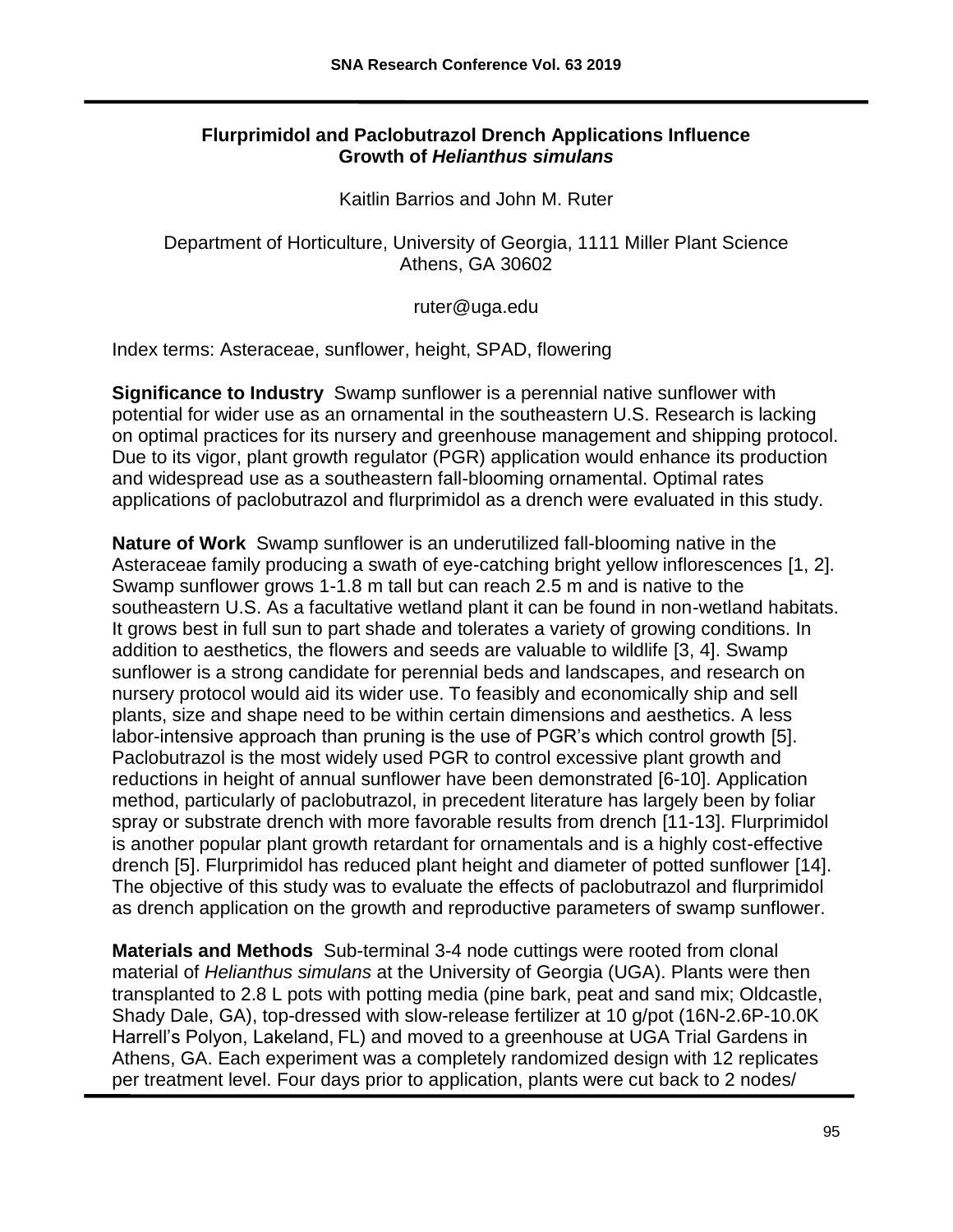## Flurprimidol and Paclobutrazol Drench Applications Influence Growth of *Helianthus simulans*

Kaitlin Barrios and John M. Ruter

Department of Horticulture, University of Georgia, 1111 Miller Plant Science Athens, GA 30602

ruter@uga.edu

Index terms: Asteraceae, sunflower, height, SPAD, flowering

**Significance to Industry** Swamp sunflower is a perennial native sunflower with potential for wider use as an ornamental in the southeastern U.S. Research is lacking on optimal practices for its nursery and greenhouse management and shipping protocol. Due to its vigor, plant growth regulator (PGR) application would enhance its production and widespread use as a southeastern fall-blooming ornamental. Optimal rates applications of paclobutrazol and flurprimidol as a drench were evaluated in this study.

**Nature of Work** Swamp sunflower is an underutilized fall-blooming native in the Asteraceae family producing a swath of eye-catching bright yellow inflorescences [1, 2]. Swamp sunflower grows 1-1.8 m tall but can reach 2.5 m and is native to the southeastern U.S. As a facultative wetland plant it can be found in non-wetland habitats. It grows best in full sun to part shade and tolerates a variety of growing conditions. In addition to aesthetics, the flowers and seeds are valuable to wildlife [3, 4]. Swamp sunflower is a strong candidate for perennial beds and landscapes, and research on nursery protocol would aid its wider use. To feasibly and economically ship and sell plants, size and shape need to be within certain dimensions and aesthetics. A less labor-intensive approach than pruning is the use of PGR's which control growth [5]. Paclobutrazol is the most widely used PGR to control excessive plant growth and reductions in height of annual sunflower have been demonstrated [6-10]. Application method, particularly of paclobutrazol, in precedent literature has largely been by foliar spray or substrate drench with more favorable results from drench [11-13]. Flurprimidol is another popular plant growth retardant for ornamentals and is a highly cost-effective drench [5]. Flurprimidol has reduced plant height and diameter of potted sunflower [14]. The objective of this study was to evaluate the effects of paclobutrazol and flurprimidol as drench application on the growth and reproductive parameters of swamp sunflower.

**Materials and Methods** Sub-terminal 3-4 node cuttings were rooted from clonal material of *Helianthus simulans* at the University of Georgia (UGA). Plants were then transplanted to 2.8 L pots with potting media (pine bark, peat and sand mix; Oldcastle, Shady Dale, GA), top-dressed with slow-release fertilizer at 10 g/pot (16N-2.6P-10.0K Harrell's Polyon, Lakeland, FL) and moved to a greenhouse at UGA Trial Gardens in Athens, GA. Each experiment was a completely randomized design with 12 replicates per treatment level. Four days prior to application, plants were cut back to 2 nodes/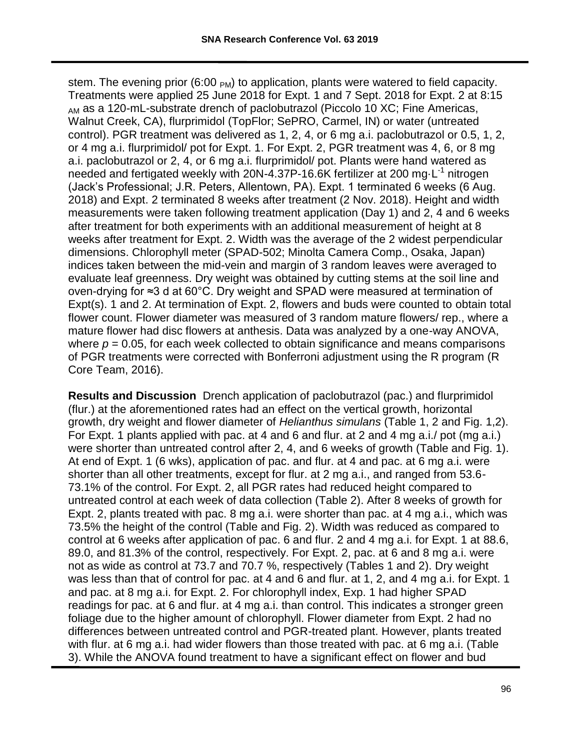stem. The evening prior (6:00 $_{PM}$) to application, plants were watered to field capacity. Treatments were applied 25 June 2018 for Expt. 1 and 7 Sept. 2018 for Expt. 2 at 8:15 $_{AM}$ as a 120-mL-substrate drench of paclobutrazol (Piccolo 10 XC; Fine Americas, Walnut Creek, CA), flurprimidol (TopFlor; SePRO, Carmel, IN) or water (untreated control). PGR treatment was delivered as 1, 2, 4, or 6 mg a.i. paclobutrazol or 0.5, 1, 2, or 4 mg a.i. flurprimidol/ pot for Expt. 1. For Expt. 2, PGR treatment was 4, 6, or 8 mg a.i. paclobutrazol or 2, 4, or 6 mg a.i. flurprimidol/ pot. Plants were hand watered as needed and fertigated weekly with 20N-4.37P-16.6K fertilizer at 200 $mg \cdot L^{-1}$ nitrogen (Jack's Professional; J.R. Peters, Allentown, PA). Expt. 1 terminated 6 weeks (6 Aug. 2018) and Expt. 2 terminated 8 weeks after treatment (2 Nov. 2018). Height and width measurements were taken following treatment application (Day 1) and 2, 4 and 6 weeks after treatment for both experiments with an additional measurement of height at 8 weeks after treatment for Expt. 2. Width was the average of the 2 widest perpendicular dimensions. Chlorophyll meter (SPAD-502; Minolta Camera Comp., Osaka, Japan) indices taken between the mid-vein and margin of 3 random leaves were averaged to evaluate leaf greenness. Dry weight was obtained by cutting stems at the soil line and oven-drying for ≈3 d at 60°C. Dry weight and SPAD were measured at termination of Expt(s). 1 and 2. At termination of Expt. 2, flowers and buds were counted to obtain total flower count. Flower diameter was measured of 3 random mature flowers/ rep., where a mature flower had disc flowers at anthesis. Data was analyzed by a one-way ANOVA, where $p = 0.05$, for each week collected to obtain significance and means comparisons of PGR treatments were corrected with Bonferroni adjustment using the R program (R Core Team, 2016).

**Results and Discussion** Drench application of paclobutrazol (pac.) and flurprimidol (flur.) at the aforementioned rates had an effect on the vertical growth, horizontal growth, dry weight and flower diameter of *Helianthus simulans* (Table 1, 2 and Fig. 1,2). For Expt. 1 plants applied with pac. at 4 and 6 and flur. at 2 and 4 mg a.i./ pot (mg a.i.) were shorter than untreated control after 2, 4, and 6 weeks of growth (Table and Fig. 1). At end of Expt. 1 (6 wks), application of pac. and flur. at 4 and pac. at 6 mg a.i. were shorter than all other treatments, except for flur. at 2 mg a.i., and ranged from 53.6-73.1% of the control. For Expt. 2, all PGR rates had reduced height compared to untreated control at each week of data collection (Table 2). After 8 weeks of growth for Expt. 2, plants treated with pac. 8 mg a.i. were shorter than pac. at 4 mg a.i., which was 73.5% the height of the control (Table and Fig. 2). Width was reduced as compared to control at 6 weeks after application of pac. 6 and flur. 2 and 4 mg a.i. for Expt. 1 at 88.6, 89.0, and 81.3% of the control, respectively. For Expt. 2, pac. at 6 and 8 mg a.i. were not as wide as control at 73.7 and 70.7 %, respectively (Tables 1 and 2). Dry weight was less than that of control for pac. at 4 and 6 and flur. at 1, 2, and 4 mg a.i. for Expt. 1 and pac. at 8 mg a.i. for Expt. 2. For chlorophyll index, Exp. 1 had higher SPAD readings for pac. at 6 and flur. at 4 mg a.i. than control. This indicates a stronger green foliage due to the higher amount of chlorophyll. Flower diameter from Expt. 2 had no differences between untreated control and PGR-treated plant. However, plants treated with flur. at 6 mg a.i. had wider flowers than those treated with pac. at 6 mg a.i. (Table 3). While the ANOVA found treatment to have a significant effect on flower and bud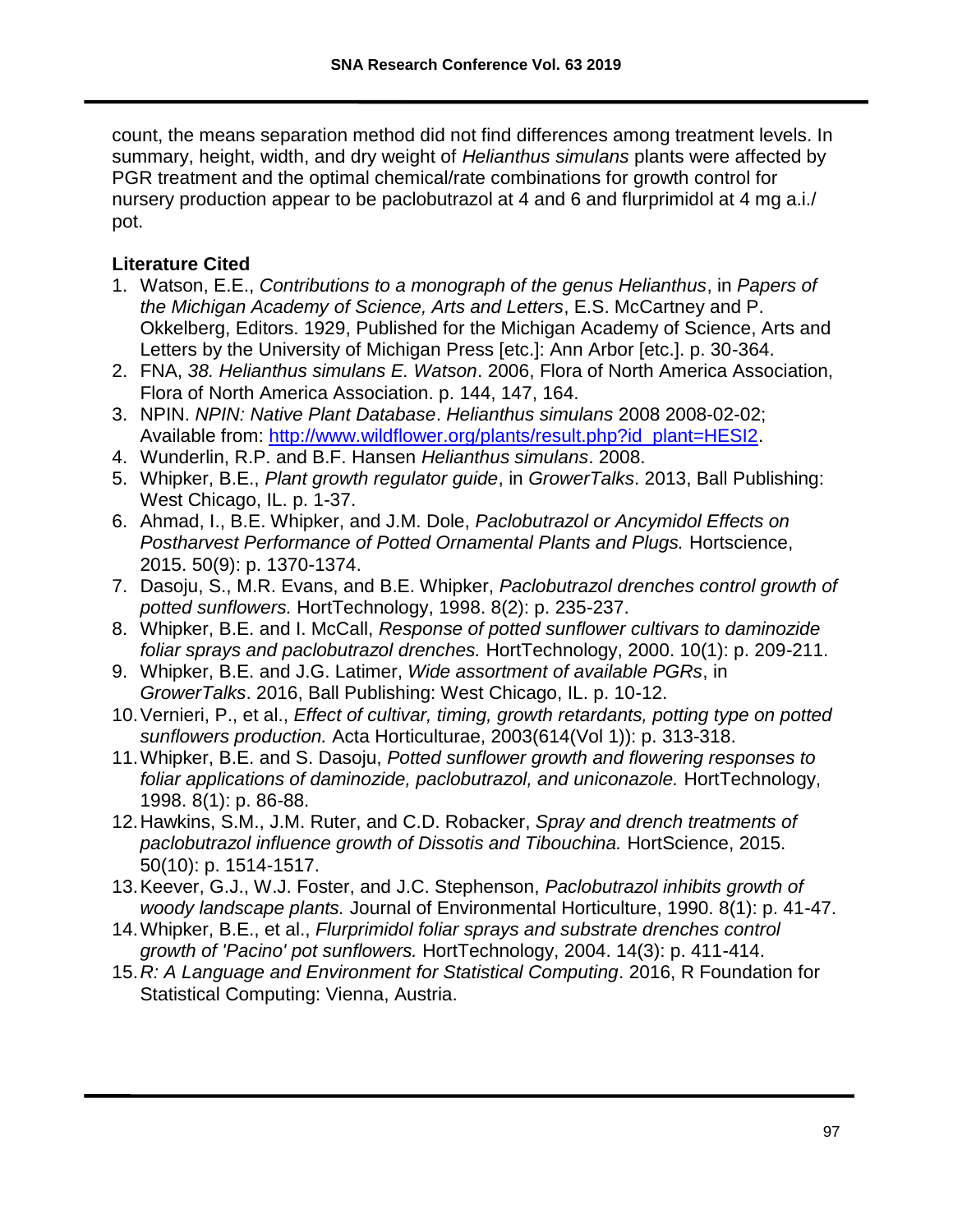count, the means separation method did not find differences among treatment levels. In summary, height, width, and dry weight of *Helianthus simulans* plants were affected by PGR treatment and the optimal chemical/rate combinations for growth control for nursery production appear to be paclobutrazol at 4 and 6 and flurprimidol at 4 mg a.i./ pot.

**Literature Cited**

1. Watson, E.E., *Contributions to a monograph of the genus Helianthus*, in *Papers of the Michigan Academy of Science, Arts and Letters*, E.S. McCartney and P. Okkelberg, Editors. 1929, Published for the Michigan Academy of Science, Arts and Letters by the University of Michigan Press [etc.]: Ann Arbor [etc.]. p. 30-364.
2. FNA, *38. Helianthus simulans E. Watson*. 2006, Flora of North America Association, Flora of North America Association. p. 144, 147, 164.
3. NPIN. *NPIN: Native Plant Database*. *Helianthus simulans* 2008 2008-02-02; Available from: http://www.wildflower.org/plants/result.php?id_plant=HESI2.
4. Wunderlin, R.P. and B.F. Hansen *Helianthus simulans*. 2008.
5. Whipker, B.E., *Plant growth regulator guide*, in *GrowerTalks*. 2013, Ball Publishing: West Chicago, IL. p. 1-37.
6. Ahmad, I., B.E. Whipker, and J.M. Dole, *Paclobutrazol or Ancymidol Effects on Postharvest Performance of Potted Ornamental Plants and Plugs.* Hortscience, 2015. 50(9): p. 1370-1374.
7. Dasoju, S., M.R. Evans, and B.E. Whipker, *Paclobutrazol drenches control growth of potted sunflowers.* HortTechnology, 1998. 8(2): p. 235-237.
8. Whipker, B.E. and I. McCall, *Response of potted sunflower cultivars to daminozide foliar sprays and paclobutrazol drenches.* HortTechnology, 2000. 10(1): p. 209-211.
9. Whipker, B.E. and J.G. Latimer, *Wide assortment of available PGRs*, in *GrowerTalks*. 2016, Ball Publishing: West Chicago, IL. p. 10-12.
10. Vernieri, P., et al., *Effect of cultivar, timing, growth retardants, potting type on potted sunflowers production.* Acta Horticulturae, 2003(614(Vol 1)): p. 313-318.
11. Whipker, B.E. and S. Dasoju, *Potted sunflower growth and flowering responses to foliar applications of daminozide, paclobutrazol, and uniconazole.* HortTechnology, 1998. 8(1): p. 86-88.
12. Hawkins, S.M., J.M. Ruter, and C.D. Robacker, *Spray and drench treatments of paclobutrazol influence growth of Dissotis and Tibouchina.* HortScience, 2015. 50(10): p. 1514-1517.
13. Keever, G.J., W.J. Foster, and J.C. Stephenson, *Paclobutrazol inhibits growth of woody landscape plants.* Journal of Environmental Horticulture, 1990. 8(1): p. 41-47.
14. Whipker, B.E., et al., *Flurprimidol foliar sprays and substrate drenches control growth of 'Pacino' pot sunflowers.* HortTechnology, 2004. 14(3): p. 411-414.
15. *R: A Language and Environment for Statistical Computing*. 2016, R Foundation for Statistical Computing: Vienna, Austria.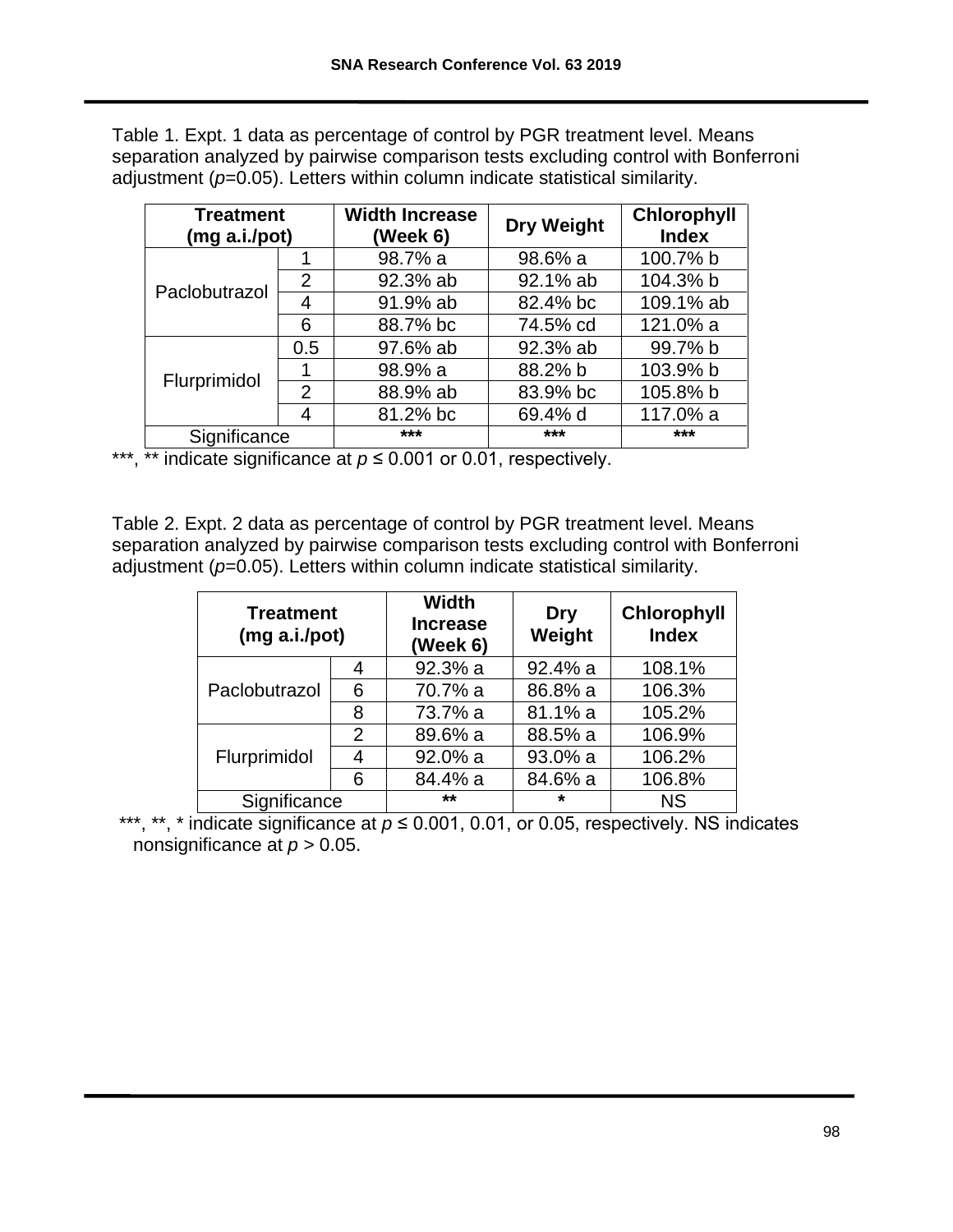Table 1. Expt. 1 data as percentage of control by PGR treatment level. Means separation analyzed by pairwise comparison tests excluding control with Bonferroni adjustment ($p$=0.05). Letters within column indicate statistical similarity.

| Treatment (mg a.i./pot) | | Width Increase (Week 6) | Dry Weight | Chlorophyll Index |
|---|---|---|---|---|
| Paclobutrazol | 1 | 98.7% a | 98.6% a | 100.7% b |
| | 2 | 92.3% ab | 92.1% ab | 104.3% b |
| | 4 | 91.9% ab | 82.4% bc | 109.1% ab |
| | 6 | 88.7% bc | 74.5% cd | 121.0% a |
| Flurprimidol | 0.5 | 97.6% ab | 92.3% ab | 99.7% b |
| | 1 | 98.9% a | 88.2% b | 103.9% b |
| | 2 | 88.9% ab | 83.9% bc | 105.8% b |
| | 4 | 81.2% bc | 69.4% d | 117.0% a |
| Significance | | *** | *** | *** |

***, ** indicate significance at $p \leq 0.001$ or 0.01, respectively.

Table 2. Expt. 2 data as percentage of control by PGR treatment level. Means separation analyzed by pairwise comparison tests excluding control with Bonferroni adjustment ($p$=0.05). Letters within column indicate statistical similarity.

| Treatment (mg a.i./pot) | | Width Increase (Week 6) | Dry Weight | Chlorophyll Index |
|---|---|---|---|---|
| Paclobutrazol | 4 | 92.3% a | 92.4% a | 108.1% |
| | 6 | 70.7% a | 86.8% a | 106.3% |
| | 8 | 73.7% a | 81.1% a | 105.2% |
| Flurprimidol | 2 | 89.6% a | 88.5% a | 106.9% |
| | 4 | 92.0% a | 93.0% a | 106.2% |
| | 6 | 84.4% a | 84.6% a | 106.8% |
| Significance | | ** | * | NS |

***, **, * indicate significance at $p \leq 0.001$, 0.01, or 0.05, respectively. NS indicates nonsignificance at $p > 0.05$.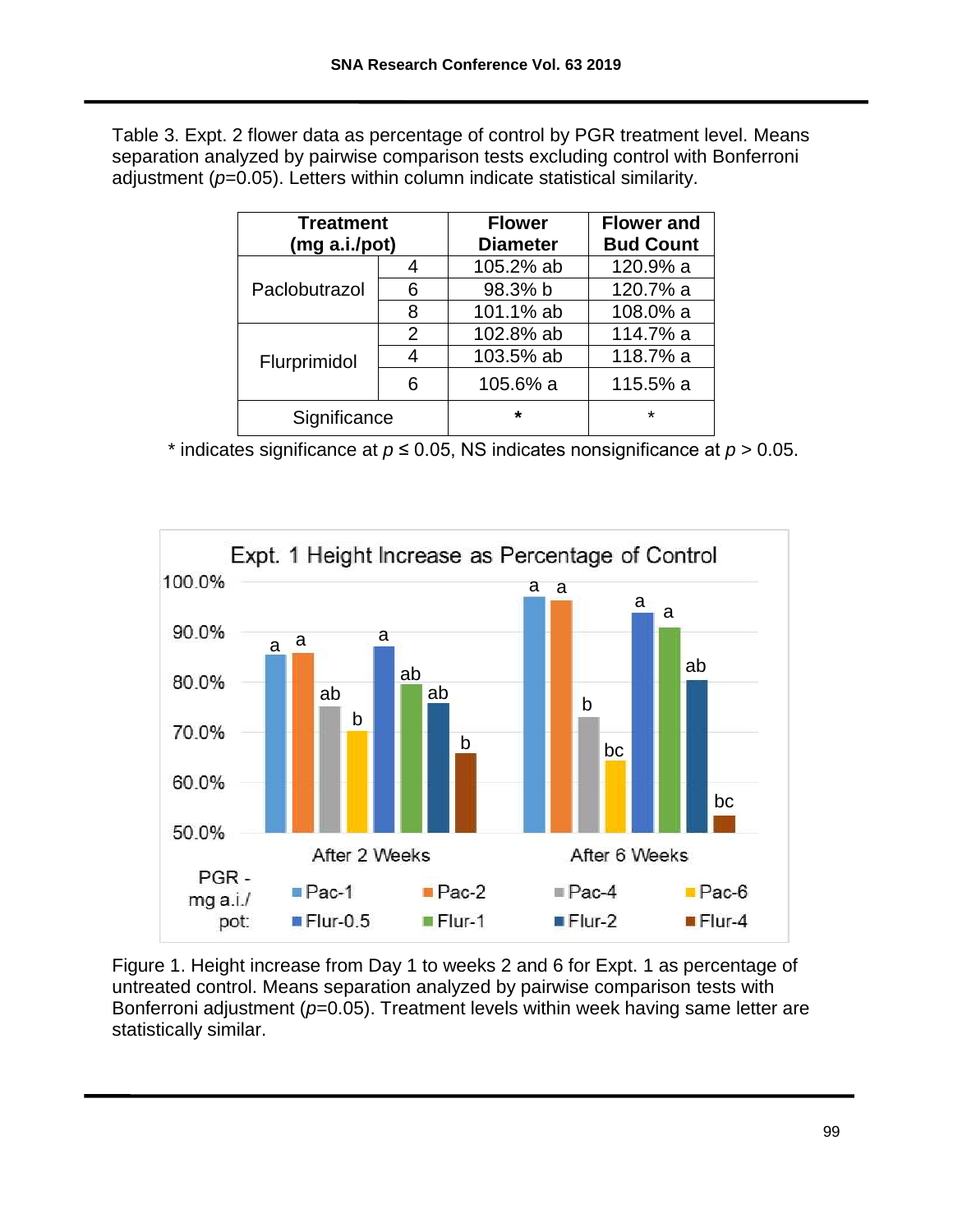Table 3. Expt. 2 flower data as percentage of control by PGR treatment level. Means separation analyzed by pairwise comparison tests excluding control with Bonferroni adjustment ($p$=0.05). Letters within column indicate statistical similarity.

| Treatment (mg a.i./pot) | | Flower Diameter | Flower and Bud Count |
|---|---|---|---|
| Paclobutrazol | 4 | 105.2% ab | 120.9% a |
| | 6 | 98.3% b | 120.7% a |
| | 8 | 101.1% ab | 108.0% a |
| Flurprimidol | 2 | 102.8% ab | 114.7% a |
| | 4 | 103.5% ab | 118.7% a |
| | 6 | 105.6% a | 115.5% a |
| Significance | | * | * |

* indicates significance at $p \leq 0.05$, NS indicates nonsignificance at $p > 0.05$.

Figure 1. Height increase from Day 1 to weeks 2 and 6 for Expt. 1 as percentage of untreated control. Means separation analyzed by pairwise comparison tests with Bonferroni adjustment ($p$=0.05). Treatment levels within week having same letter are statistically similar.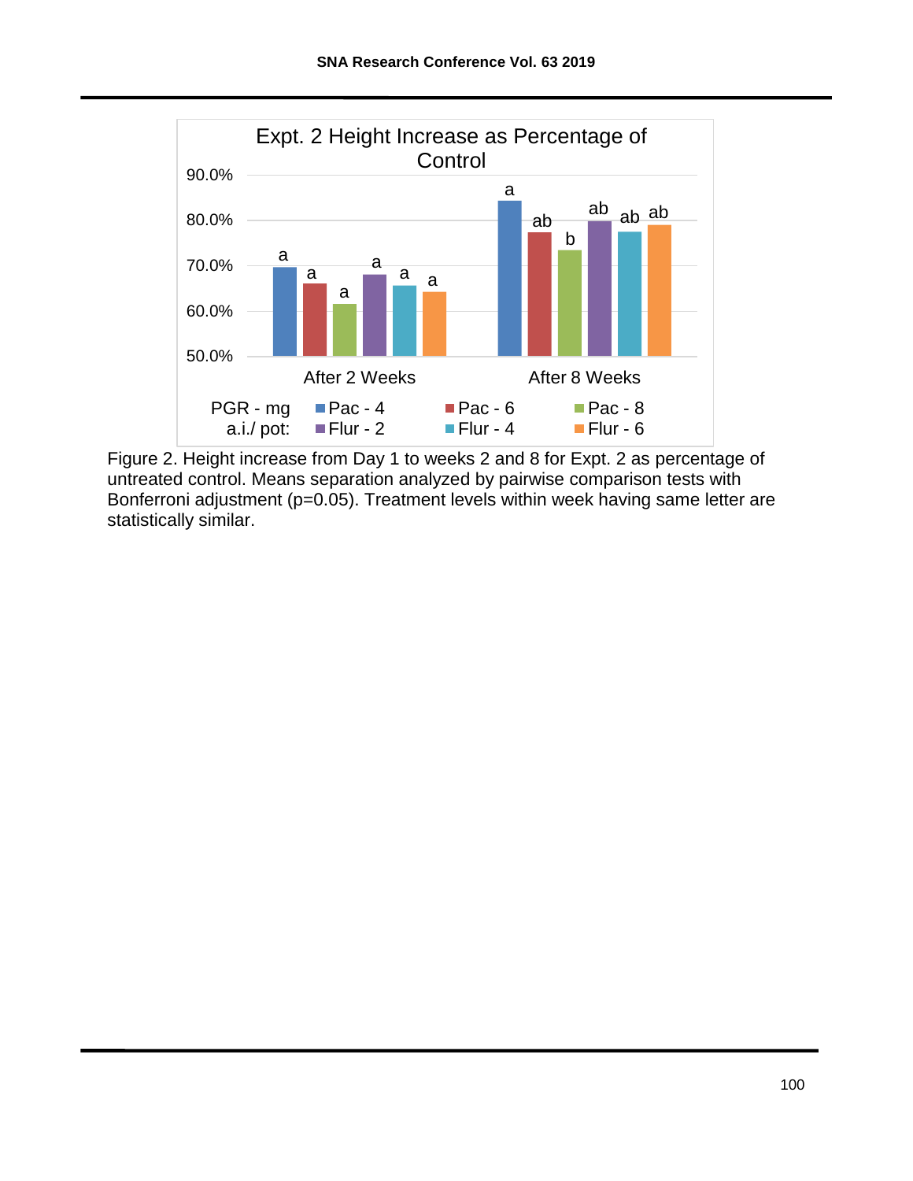Expt. 2 Height Increase as Percentage of Control

90.0%
80.0%
70.0%
60.0%
50.0%

a a a a a a

a ab b ab ab ab

After 2 Weeks

After 8 Weeks

PGR - mg a.i./ pot: Pac - 4 Pac - 6 Pac - 8 Flur - 2 Flur - 4 Flur - 6

Figure 2. Height increase from Day 1 to weeks 2 and 8 for Expt. 2 as percentage of untreated control. Means separation analyzed by pairwise comparison tests with Bonferroni adjustment (p=0.05). Treatment levels within week having same letter are statistically similar.